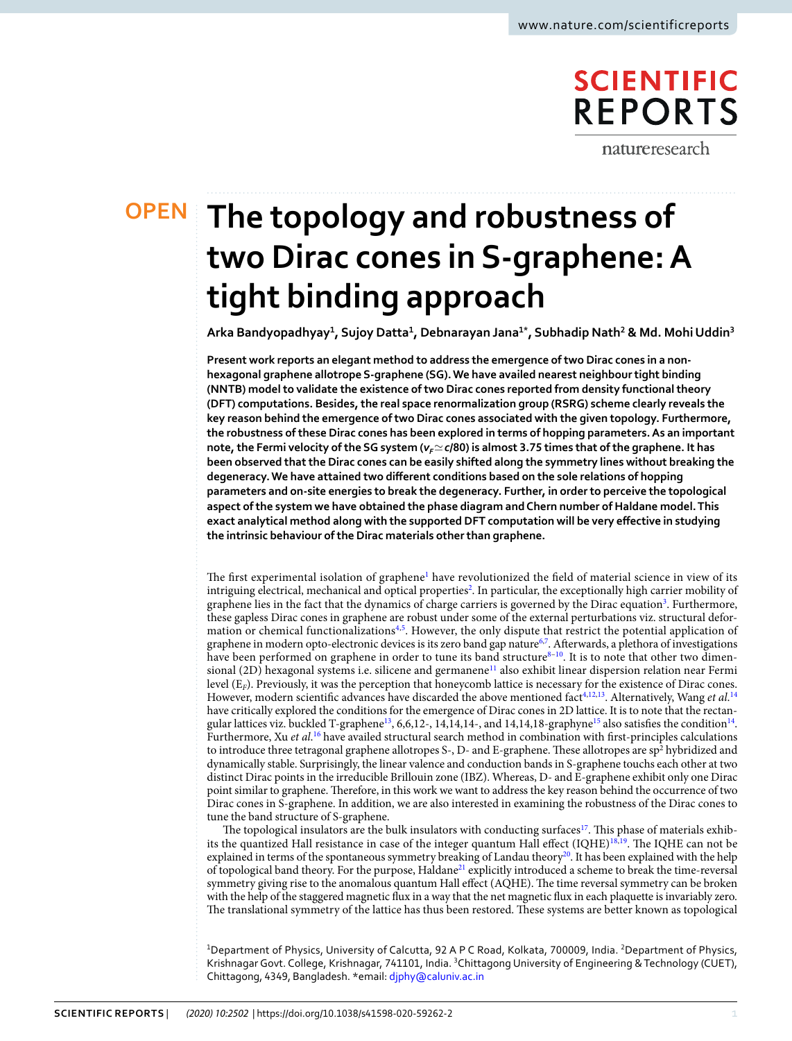OPEN

# The topology and robustness of two Dirac cones in S-graphene: A tight binding approach

**Arka Bandyopadhyay[1], Sujoy Datta[1], Debnarayan Jana[1*], Subhadip Nath[2] & Md. Mohi Uddin[3]**

**Present work reports an elegant method to address the emergence of two Dirac cones in a non-hexagonal graphene allotrope S-graphene (SG). We have availed nearest neighbour tight binding (NNTB) model to validate the existence of two Dirac cones reported from density functional theory (DFT) computations. Besides, the real space renormalization group (RSRG) scheme clearly reveals the key reason behind the emergence of two Dirac cones associated with the given topology. Furthermore, the robustness of these Dirac cones has been explored in terms of hopping parameters. As an important note, the Fermi velocity of the SG system ($v_F \simeq c/80$) is almost 3.75 times that of the graphene. It has been observed that the Dirac cones can be easily shifted along the symmetry lines without breaking the degeneracy. We have attained two different conditions based on the sole relations of hopping parameters and on-site energies to break the degeneracy. Further, in order to perceive the topological aspect of the system we have obtained the phase diagram and Chern number of Haldane model. This exact analytical method along with the supported DFT computation will be very effective in studying the intrinsic behaviour of the Dirac materials other than graphene.**

The first experimental isolation of graphene[1] have revolutionized the field of material science in view of its intriguing electrical, mechanical and optical properties[2]. In particular, the exceptionally high carrier mobility of graphene lies in the fact that the dynamics of charge carriers is governed by the Dirac equation[3]. Furthermore, these gapless Dirac cones in graphene are robust under some of the external perturbations viz. structural deformation or chemical functionalizations[4,5]. However, the only dispute that restrict the potential application of graphene in modern opto-electronic devices is its zero band gap nature[6,7]. Afterwards, a plethora of investigations have been performed on graphene in order to tune its band structure[8–10]. It is to note that other two dimensional (2D) hexagonal systems i.e. silicene and germanene[11] also exhibit linear dispersion relation near Fermi level ($E_F$). Previously, it was the perception that honeycomb lattice is necessary for the existence of Dirac cones. However, modern scientific advances have discarded the above mentioned fact[4,12,13]. Alternatively, Wang *et al.*[14] have critically explored the conditions for the emergence of Dirac cones in 2D lattice. It is to note that the rectangular lattices viz. buckled T-graphene[13], 6,6,12-, 14,14,14-, and 14,14,18-graphyne[15] also satisfies the condition[14]. Furthermore, Xu *et al.*[16] have availed structural search method in combination with first-principles calculations to introduce three tetragonal graphene allotropes S-, D- and E-graphene. These allotropes are $sp^2$ hybridized and dynamically stable. Surprisingly, the linear valence and conduction bands in S-graphene touchs each other at two distinct Dirac points in the irreducible Brillouin zone (IBZ). Whereas, D- and E-graphene exhibit only one Dirac point similar to graphene. Therefore, in this work we want to address the key reason behind the occurrence of two Dirac cones in S-graphene. In addition, we are also interested in examining the robustness of the Dirac cones to tune the band structure of S-graphene.

The topological insulators are the bulk insulators with conducting surfaces[17]. This phase of materials exhibits the quantized Hall resistance in case of the integer quantum Hall effect (IQHE)[18,19]. The IQHE can not be explained in terms of the spontaneous symmetry breaking of Landau theory[20]. It has been explained with the help of topological band theory. For the purpose, Haldane[21] explicitly introduced a scheme to break the time-reversal symmetry giving rise to the anomalous quantum Hall effect (AQHE). The time reversal symmetry can be broken with the help of the staggered magnetic flux in a way that the net magnetic flux in each plaquette is invariably zero. The translational symmetry of the lattice has thus been restored. These systems are better known as topological

[1]Department of Physics, University of Calcutta, 92 A P C Road, Kolkata, 700009, India. [2]Department of Physics, Krishnagar Govt. College, Krishnagar, 741101, India. [3]Chittagong University of Engineering & Technology (CUET), Chittagong, 4349, Bangladesh. *email: djphy@caluniv.ac.in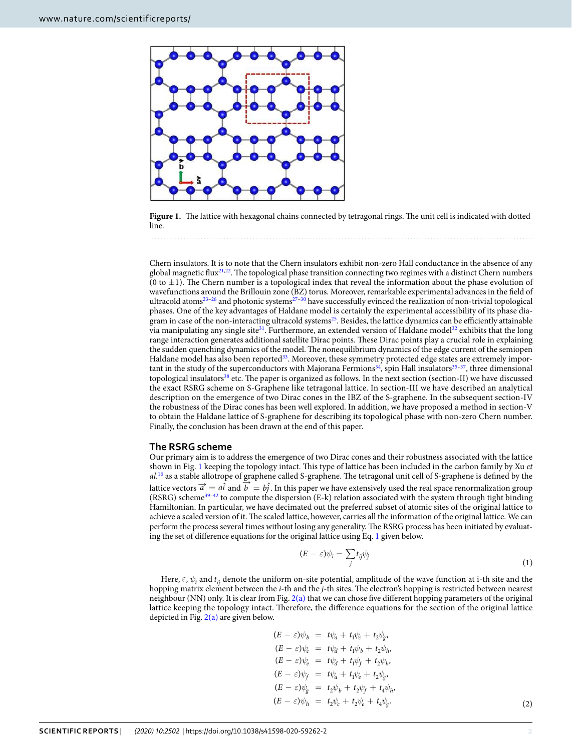**Figure 1.** The lattice with hexagonal chains connected by tetragonal rings. The unit cell is indicated with dotted line.

Chern insulators. It is to note that the Chern insulators exhibit non-zero Hall conductance in the absence of any global magnetic flux[21,22]. The topological phase transition connecting two regimes with a distinct Chern numbers (0 to ±1). The Chern number is a topological index that reveal the information about the phase evolution of wavefunctions around the Brillouin zone (BZ) torus. Moreover, remarkable experimental advances in the field of ultracold atoms[23–26] and photonic systems[27–30] have successfully evinced the realization of non-trivial topological phases. One of the key advantages of Haldane model is certainly the experimental accessibility of its phase diagram in case of the non-interacting ultracold systems[25]. Besides, the lattice dynamics can be efficiently attainable via manipulating any single site[31]. Furthermore, an extended version of Haldane model[32] exhibits that the long range interaction generates additional satellite Dirac points. These Dirac points play a crucial role in explaining the sudden quenching dynamics of the model. The nonequilibrium dynamics of the edge current of the semiopen Haldane model has also been reported[33]. Moreover, these symmetry protected edge states are extremely important in the study of the superconductors with Majorana Fermions[34], spin Hall insulators[35–37], three dimensional topological insulators[38] etc. The paper is organized as follows. In the next section (section-II) we have discussed the exact RSRG scheme on S-Graphene like tetragonal lattice. In section-III we have described an analytical description on the emergence of two Dirac cones in the IBZ of the S-graphene. In the subsequent section-IV the robustness of the Dirac cones has been well explored. In addition, we have proposed a method in section-V to obtain the Haldane lattice of S-graphene for describing its topological phase with non-zero Chern number. Finally, the conclusion has been drawn at the end of this paper.

## The RSRG scheme

Our primary aim is to address the emergence of two Dirac cones and their robustness associated with the lattice shown in Fig. 1 keeping the topology intact. This type of lattice has been included in the carbon family by Xu *et al.*[16] as a stable allotrope of graphene called S-graphene. The tetragonal unit cell of S-graphene is defined by the lattice vectors $\vec{a} = a\hat{i}$ and $\vec{b} = b\hat{j}$. In this paper we have extensively used the real space renormalization group (RSRG) scheme[39–42] to compute the dispersion (E-k) relation associated with the system through tight binding Hamiltonian. In particular, we have decimated out the preferred subset of atomic sites of the original lattice to achieve a scaled version of it. The scaled lattice, however, carries all the information of the original lattice. We can perform the process several times without losing any generality. The RSRG process has been initiated by evaluating the set of difference equations for the original lattice using Eq. 1 given below.

$$(E - \varepsilon)\psi_i = \sum_j t_{ij}\psi_j \tag{1}$$

Here, $\varepsilon$, $\psi_i$ and $t_{ij}$ denote the uniform on-site potential, amplitude of the wave function at i-th site and the hopping matrix element between the *i*-th and the *j*-th sites. The electron's hopping is restricted between nearest neighbour (NN) only. It is clear from Fig. 2(a) that we can chose five different hopping parameters of the original lattice keeping the topology intact. Therefore, the difference equations for the section of the original lattice depicted in Fig. 2(a) are given below.

$$\begin{aligned}
(E - \varepsilon)\psi_b &= t\psi_a + t_1\psi_c + t_2\psi_g,\\
(E - \varepsilon)\psi_c &= t\psi_d + t_1\psi_b + t_2\psi_h,\\
(E - \varepsilon)\psi_e &= t\psi_d + t_1\psi_f + t_2\psi_h,\\
(E - \varepsilon)\psi_f &= t\psi_a + t_1\psi_e + t_2\psi_g,\\
(E - \varepsilon)\psi_g &= t_2\psi_b + t_2\psi_f + t_4\psi_h,\\
(E - \varepsilon)\psi_h &= t_2\psi_c + t_2\psi_e + t_4\psi_g.
\end{aligned} \tag{2}$$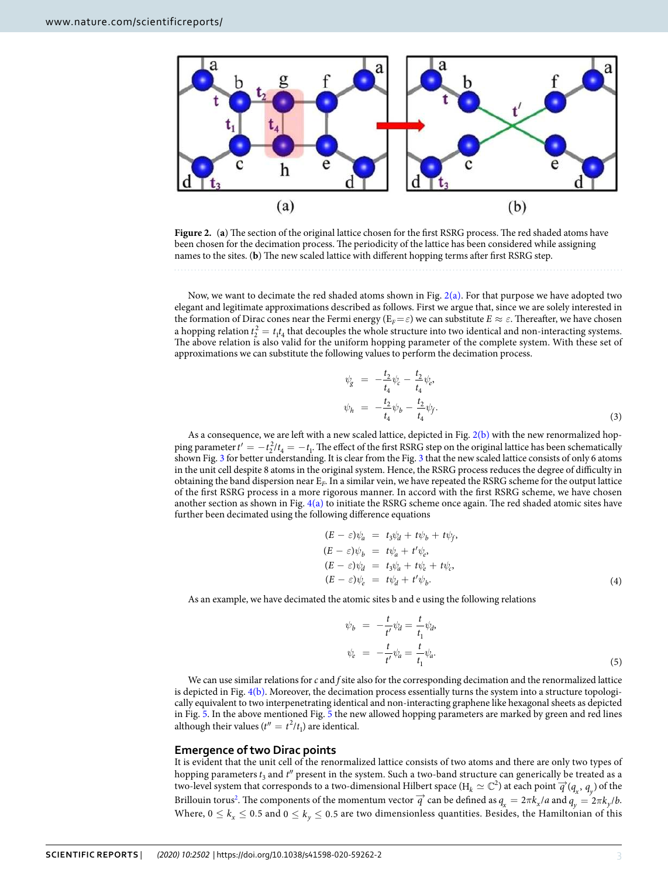**Figure 2.** (**a**) The section of the original lattice chosen for the first RSRG process. The red shaded atoms have been chosen for the decimation process. The periodicity of the lattice has been considered while assigning names to the sites. (**b**) The new scaled lattice with different hopping terms after first RSRG step.

Now, we want to decimate the red shaded atoms shown in Fig. 2(a). For that purpose we have adopted two elegant and legitimate approximations described as follows. First we argue that, since we are solely interested in the formation of Dirac cones near the Fermi energy ($E_F = \varepsilon$) we can substitute $E \approx \varepsilon$. Thereafter, we have chosen a hopping relation $t_2^2 = t_1 t_4$ that decouples the whole structure into two identical and non-interacting systems. The above relation is also valid for the uniform hopping parameter of the complete system. With these set of approximations we can substitute the following values to perform the decimation process.

$$
\begin{aligned}
\psi_g &= -\frac{t_2}{t_4}\psi_c - \frac{t_2}{t_4}\psi_e,\\
\psi_h &= -\frac{t_2}{t_4}\psi_b - \frac{t_2}{t_4}\psi_f.
\end{aligned}
\tag{3}
$$

As a consequence, we are left with a new scaled lattice, depicted in Fig. 2(b) with the new renormalized hopping parameter $t' = -t_2^2/t_4 = -t_1$. The effect of the first RSRG step on the original lattice has been schematically shown Fig. 3 for better understanding. It is clear from the Fig. 3 that the new scaled lattice consists of only 6 atoms in the unit cell despite 8 atoms in the original system. Hence, the RSRG process reduces the degree of difficulty in obtaining the band dispersion near $E_F$. In a similar vein, we have repeated the RSRG scheme for the output lattice of the first RSRG process in a more rigorous manner. In accord with the first RSRG scheme, we have chosen another section as shown in Fig. 4(a) to initiate the RSRG scheme once again. The red shaded atomic sites have further been decimated using the following difference equations

$$
\begin{aligned}
(E-\varepsilon)\psi_a &= t_3\psi_d + t\psi_b + t\psi_f,\\
(E-\varepsilon)\psi_b &= t\psi_a + t'\psi_e,\\
(E-\varepsilon)\psi_d &= t_3\psi_a + t\psi_e + t\psi_c,\\
(E-\varepsilon)\psi_e &= t\psi_d + t'\psi_b.
\end{aligned}
\tag{4}
$$

As an example, we have decimated the atomic sites b and e using the following relations

$$
\begin{aligned}
\psi_b &= -\frac{t}{t'}\psi_d = \frac{t}{t_1}\psi_d,\\
\psi_e &= -\frac{t}{t'}\psi_a = \frac{t}{t_1}\psi_a.
\end{aligned}
\tag{5}
$$

We can use similar relations for *c* and *f* site also for the corresponding decimation and the renormalized lattice is depicted in Fig. 4(b). Moreover, the decimation process essentially turns the system into a structure topologically equivalent to two interpenetrating identical and non-interacting graphene like hexagonal sheets as depicted in Fig. 5. In the above mentioned Fig. 5 the new allowed hopping parameters are marked by green and red lines although their values ($t'' = t^2/t_1$) are identical.

## Emergence of two Dirac points

It is evident that the unit cell of the renormalized lattice consists of two atoms and there are only two types of hopping parameters $t_3$ and $t''$ present in the system. Such a two-band structure can generically be treated as a two-level system that corresponds to a two-dimensional Hilbert space ($H_k \simeq \mathbb{C}^2$) at each point $\vec{q}(q_x, q_y)$ of the Brillouin torus[2]. The components of the momentum vector $\vec{q}$ can be defined as $q_x = 2\pi k_x/a$ and $q_y = 2\pi k_y/b$. Where, $0 \le k_x \le 0.5$ and $0 \le k_y \le 0.5$ are two dimensionless quantities. Besides, the Hamiltonian of this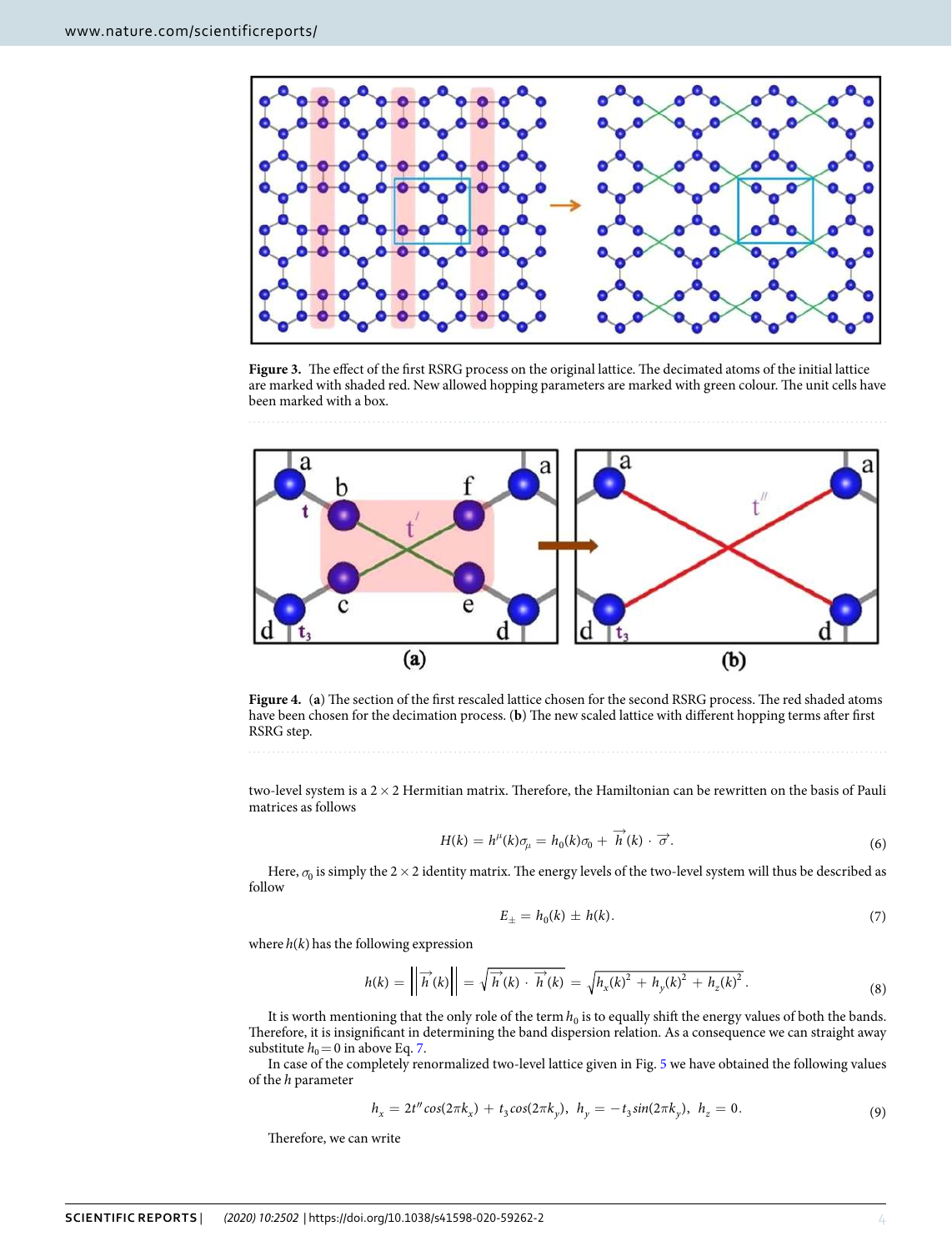**Figure 3.** The effect of the first RSRG process on the original lattice. The decimated atoms of the initial lattice are marked with shaded red. New allowed hopping parameters are marked with green colour. The unit cells have been marked with a box.

**Figure 4.** (**a**) The section of the first rescaled lattice chosen for the second RSRG process. The red shaded atoms have been chosen for the decimation process. (**b**) The new scaled lattice with different hopping terms after first RSRG step.

two-level system is a $2 \times 2$ Hermitian matrix. Therefore, the Hamiltonian can be rewritten on the basis of Pauli matrices as follows

$$H(k) = h^{\mu}(k)\sigma_{\mu} = h_0(k)\sigma_0 + \vec{h}(k) \cdot \vec{\sigma}. \tag{6}$$

Here, $\sigma_0$ is simply the $2 \times 2$ identity matrix. The energy levels of the two-level system will thus be described as follow

$$E_{\pm} = h_0(k) \pm h(k). \tag{7}$$

where $h(k)$ has the following expression

$$h(k) = \left\| \vec{h}(k) \right\| = \sqrt{\vec{h}(k) \cdot \vec{h}(k)} = \sqrt{h_x(k)^2 + h_y(k)^2 + h_z(k)^2}. \tag{8}$$

It is worth mentioning that the only role of the term $h_0$ is to equally shift the energy values of both the bands. Therefore, it is insignificant in determining the band dispersion relation. As a consequence we can straight away substitute $h_0 = 0$ in above Eq. 7.

In case of the completely renormalized two-level lattice given in Fig. 5 we have obtained the following values of the $h$ parameter

$$h_x = 2t'' cos(2\pi k_x) + t_3 cos(2\pi k_y), \; h_y = -t_3 sin(2\pi k_y), \; h_z = 0. \tag{9}$$

Therefore, we can write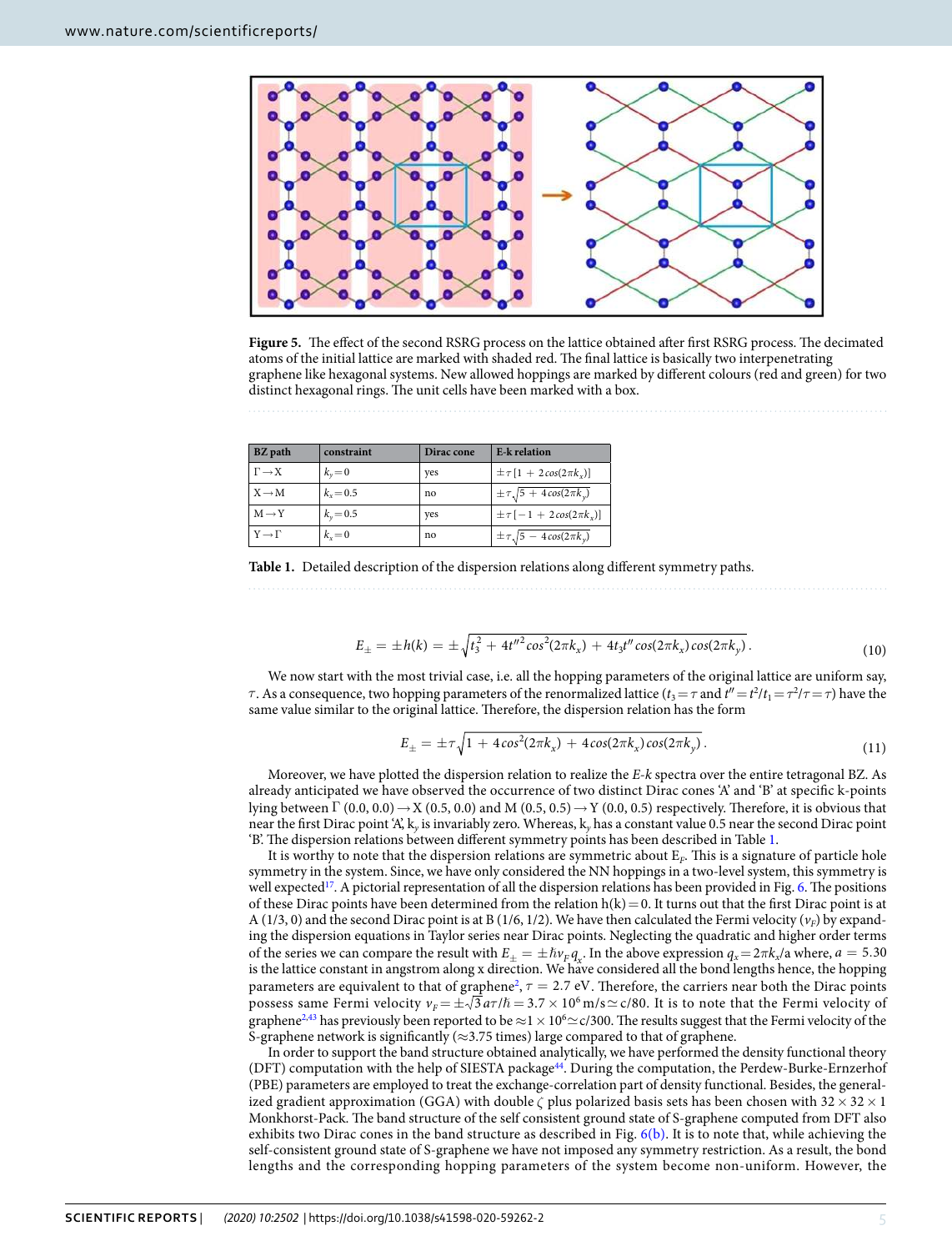**Figure 5.** The effect of the second RSRG process on the lattice obtained after first RSRG process. The decimated atoms of the initial lattice are marked with shaded red. The final lattice is basically two interpenetrating graphene like hexagonal systems. New allowed hoppings are marked by different colours (red and green) for two distinct hexagonal rings. The unit cells have been marked with a box.

| BZ path | constraint | Dirac cone | E-k relation |
|---|---|---|---|
| $\Gamma \rightarrow X$ | $k_y = 0$ | yes | $\pm\tau[1 + 2\cos(2\pi k_x)]$ |
| $X \rightarrow M$ | $k_x = 0.5$ | no | $\pm\tau\sqrt{5 + 4\cos(2\pi k_y)}$ |
| $M \rightarrow Y$ | $k_y = 0.5$ | yes | $\pm\tau[-1 + 2\cos(2\pi k_x)]$ |
| $Y \rightarrow \Gamma$ | $k_x = 0$ | no | $\pm\tau\sqrt{5 - 4\cos(2\pi k_y)}$ |

**Table 1.** Detailed description of the dispersion relations along different symmetry paths.

$$E_{\pm} = \pm h(k) = \pm\sqrt{t_3^2 + 4t''^2\cos^2(2\pi k_x) + 4t_3 t''\cos(2\pi k_x)\cos(2\pi k_y)}. \tag{10}$$

We now start with the most trivial case, i.e. all the hopping parameters of the original lattice are uniform say, $\tau$. As a consequence, two hopping parameters of the renormalized lattice ($t_3 = \tau$ and $t'' = t^2/t_1 = \tau^2/\tau = \tau$) have the same value similar to the original lattice. Therefore, the dispersion relation has the form

$$E_{\pm} = \pm\tau\sqrt{1 + 4\cos^2(2\pi k_x) + 4\cos(2\pi k_x)\cos(2\pi k_y)}. \tag{11}$$

Moreover, we have plotted the dispersion relation to realize the *E-k* spectra over the entire tetragonal BZ. As already anticipated we have observed the occurrence of two distinct Dirac cones 'A' and 'B' at specific k-points lying between $\Gamma$ (0.0, 0.0) $\rightarrow$ X (0.5, 0.0) and M (0.5, 0.5) $\rightarrow$ Y (0.0, 0.5) respectively. Therefore, it is obvious that near the first Dirac point 'A', $k_y$ is invariably zero. Whereas, $k_y$ has a constant value 0.5 near the second Dirac point 'B'. The dispersion relations between different symmetry points has been described in Table 1.

It is worthy to note that the dispersion relations are symmetric about $E_F$. This is a signature of particle hole symmetry in the system. Since, we have only considered the NN hoppings in a two-level system, this symmetry is well expected[17]. A pictorial representation of all the dispersion relations has been provided in Fig. 6. The positions of these Dirac points have been determined from the relation $h(k) = 0$. It turns out that the first Dirac point is at A (1/3, 0) and the second Dirac point is at B (1/6, 1/2). We have then calculated the Fermi velocity ($v_F$) by expanding the dispersion equations in Taylor series near Dirac points. Neglecting the quadratic and higher order terms of the series we can compare the result with $E_{\pm} = \pm\hbar v_F q_x$. In the above expression $q_x = 2\pi k_x/a$ where, $a = 5.30$ is the lattice constant in angstrom along x direction. We have considered all the bond lengths hence, the hopping parameters are equivalent to that of graphene[2], $\tau = 2.7$ eV. Therefore, the carriers near both the Dirac points possess same Fermi velocity $v_F = \pm\sqrt{3}a\tau/\hbar = 3.7 \times 10^6$ m/s $\simeq c/80$. It is to note that the Fermi velocity of graphene[2,43] has previously been reported to be $\approx 1 \times 10^6 \simeq c/300$. The results suggest that the Fermi velocity of the S-graphene network is significantly ($\approx$3.75 times) large compared to that of graphene.

In order to support the band structure obtained analytically, we have performed the density functional theory (DFT) computation with the help of SIESTA package[44]. During the computation, the Perdew-Burke-Ernzerhof (PBE) parameters are employed to treat the exchange-correlation part of density functional. Besides, the generalized gradient approximation (GGA) with double $\zeta$ plus polarized basis sets has been chosen with $32 \times 32 \times 1$ Monkhorst-Pack. The band structure of the self consistent ground state of S-graphene computed from DFT also exhibits two Dirac cones in the band structure as described in Fig. 6(b). It is to note that, while achieving the self-consistent ground state of S-graphene we have not imposed any symmetry restriction. As a result, the bond lengths and the corresponding hopping parameters of the system become non-uniform. However, the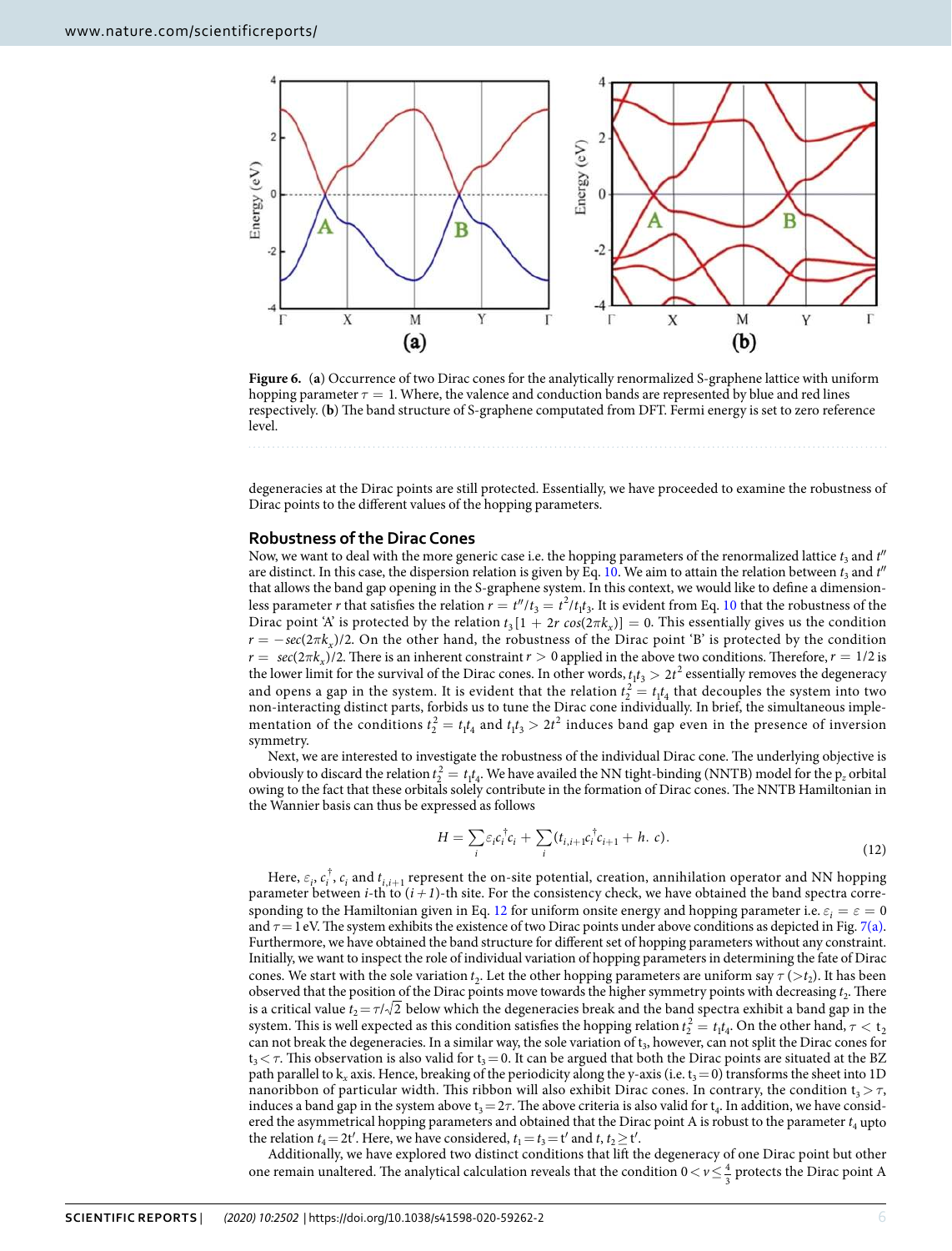**Figure 6.** (**a**) Occurrence of two Dirac cones for the analytically renormalized S-graphene lattice with uniform hopping parameter $\tau = 1$. Where, the valence and conduction bands are represented by blue and red lines respectively. (**b**) The band structure of S-graphene computated from DFT. Fermi energy is set to zero reference level.

degeneracies at the Dirac points are still protected. Essentially, we have proceeded to examine the robustness of Dirac points to the different values of the hopping parameters.

## Robustness of the Dirac Cones

Now, we want to deal with the more generic case i.e. the hopping parameters of the renormalized lattice $t_3$ and $t''$ are distinct. In this case, the dispersion relation is given by Eq. 10. We aim to attain the relation between $t_3$ and $t''$ that allows the band gap opening in the S-graphene system. In this context, we would like to define a dimensionless parameter $r$ that satisfies the relation $r = t''/t_3 = t^2/t_1 t_3$. It is evident from Eq. 10 that the robustness of the Dirac point 'A' is protected by the relation $t_3[1 + 2r\cos(2\pi k_x)] = 0$. This essentially gives us the condition $r = -\sec(2\pi k_x)/2$. On the other hand, the robustness of the Dirac point 'B' is protected by the condition $r = \sec(2\pi k_x)/2$. There is an inherent constraint $r > 0$ applied in the above two conditions. Therefore, $r = 1/2$ is the lower limit for the survival of the Dirac cones. In other words, $t_1 t_3 > 2t^2$ essentially removes the degeneracy and opens a gap in the system. It is evident that the relation $t_2^2 = t_1 t_4$ that decouples the system into two non-interacting distinct parts, forbids us to tune the Dirac cone individually. In brief, the simultaneous implementation of the conditions $t_2^2 = t_1 t_4$ and $t_1 t_3 > 2t^2$ induces band gap even in the presence of inversion symmetry.

Next, we are interested to investigate the robustness of the individual Dirac cone. The underlying objective is obviously to discard the relation $t_2^2 = t_1 t_4$. We have availed the NN tight-binding (NNTB) model for the $p_z$ orbital owing to the fact that these orbitals solely contribute in the formation of Dirac cones. The NNTB Hamiltonian in the Wannier basis can thus be expressed as follows

$$H = \sum_i \varepsilon_i c_i^{\dagger} c_i + \sum_i (t_{i,i+1} c_i^{\dagger} c_{i+1} + h.\,c). \tag{12}$$

Here, $\varepsilon_i$, $c_i^{\dagger}$, $c_i$ and $t_{i,i+1}$ represent the on-site potential, creation, annihilation operator and NN hopping parameter between $i$-th to $(i+1)$-th site. For the consistency check, we have obtained the band spectra corresponding to the Hamiltonian given in Eq. 12 for uniform onsite energy and hopping parameter i.e. $\varepsilon_i = \varepsilon = 0$ and $\tau = 1$ eV. The system exhibits the existence of two Dirac points under above conditions as depicted in Fig. 7(a). Furthermore, we have obtained the band structure for different set of hopping parameters without any constraint. Initially, we want to inspect the role of individual variation of hopping parameters in determining the fate of Dirac cones. We start with the sole variation $t_2$. Let the other hopping parameters are uniform say $\tau$ ($>t_2$). It has been observed that the position of the Dirac points move towards the higher symmetry points with decreasing $t_2$. There is a critical value $t_2 = \tau/\sqrt{2}$ below which the degeneracies break and the band spectra exhibit a band gap in the system. This is well expected as this condition satisfies the hopping relation $t_2^2 = t_1 t_4$. On the other hand, $\tau < t_2$ can not break the degeneracies. In a similar way, the sole variation of $t_3$, however, can not split the Dirac cones for $t_3 < \tau$. This observation is also valid for $t_3 = 0$. It can be argued that both the Dirac points are situated at the BZ path parallel to $k_x$ axis. Hence, breaking of the periodicity along the y-axis (i.e. $t_3 = 0$) transforms the sheet into 1D nanoribbon of particular width. This ribbon will also exhibit Dirac cones. In contrary, the condition $t_3 > \tau$, induces a band gap in the system above $t_3 = 2\tau$. The above criteria is also valid for $t_4$. In addition, we have considered the asymmetrical hopping parameters and obtained that the Dirac point A is robust to the parameter $t_4$ upto the relation $t_4 = 2t'$. Here, we have considered, $t_1 = t_3 = t'$ and $t, t_2 \geq t'$.

Additionally, we have explored two distinct conditions that lift the degeneracy of one Dirac point but other one remain unaltered. The analytical calculation reveals that the condition $0 < \nu \leq \frac{4}{3}$ protects the Dirac point A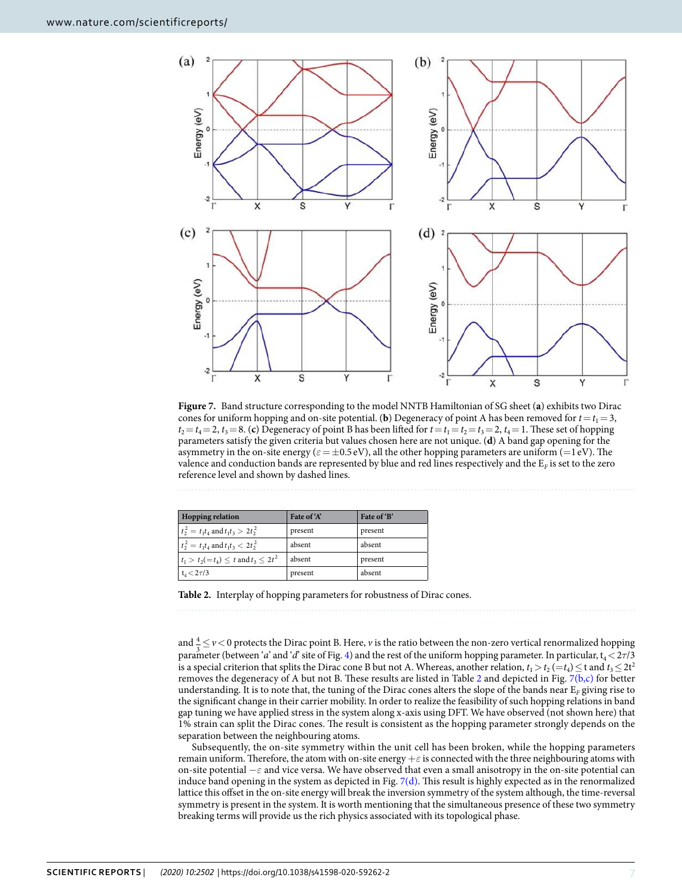**Figure 7.** Band structure corresponding to the model NNTB Hamiltonian of SG sheet (**a**) exhibits two Dirac cones for uniform hopping and on-site potential. (**b**) Degeneracy of point A has been removed for $t = t_1 = 3$, $t_2 = t_4 = 2$, $t_3 = 8$. (**c**) Degeneracy of point B has been lifted for $t = t_1 = t_2 = t_3 = 2$, $t_4 = 1$. These set of hopping parameters satisfy the given criteria but values chosen here are not unique. (**d**) A band gap opening for the asymmetry in the on-site energy ($\varepsilon = \pm 0.5$ eV), all the other hopping parameters are uniform (=1 eV). The valence and conduction bands are represented by blue and red lines respectively and the $E_F$ is set to the zero reference level and shown by dashed lines.

| Hopping relation | Fate of 'A' | Fate of 'B' |
|---|---|---|
| $t_2^2 = t_1 t_4$ and $t_1 t_3 > 2t_2^2$ | present | present |
| $t_2^2 = t_1 t_4$ and $t_1 t_3 < 2t_2^2$ | absent | absent |
| $t_1 > t_2 (= t_4) \leq t$ and $t_3 \leq 2t^2$ | absent | present |
| $t_4 < 2\tau/3$ | present | absent |

**Table 2.** Interplay of hopping parameters for robustness of Dirac cones.

and $\frac{4}{3} \leq v < 0$ protects the Dirac point B. Here, $v$ is the ratio between the non-zero vertical renormalized hopping parameter (between '$a$' and '$d$' site of Fig. 4) and the rest of the uniform hopping parameter. In particular, $t_4 < 2\tau/3$ is a special criterion that splits the Dirac cone B but not A. Whereas, another relation, $t_1 > t_2 (= t_4) \leq$ t and $t_3 \leq 2t^2$ removes the degeneracy of A but not B. These results are listed in Table 2 and depicted in Fig. 7(b,c) for better understanding. It is to note that, the tuning of the Dirac cones alters the slope of the bands near $E_F$ giving rise to the significant change in their carrier mobility. In order to realize the feasibility of such hopping relations in band gap tuning we have applied stress in the system along x-axis using DFT. We have observed (not shown here) that 1% strain can split the Dirac cones. The result is consistent as the hopping parameter strongly depends on the separation between the neighbouring atoms.

Subsequently, the on-site symmetry within the unit cell has been broken, while the hopping parameters remain uniform. Therefore, the atom with on-site energy $+\varepsilon$ is connected with the three neighbouring atoms with on-site potential $-\varepsilon$ and vice versa. We have observed that even a small anisotropy in the on-site potential can induce band opening in the system as depicted in Fig. 7(d). This result is highly expected as in the renormalized lattice this offset in the on-site energy will break the inversion symmetry of the system although, the time-reversal symmetry is present in the system. It is worth mentioning that the simultaneous presence of these two symmetry breaking terms will provide us the rich physics associated with its topological phase.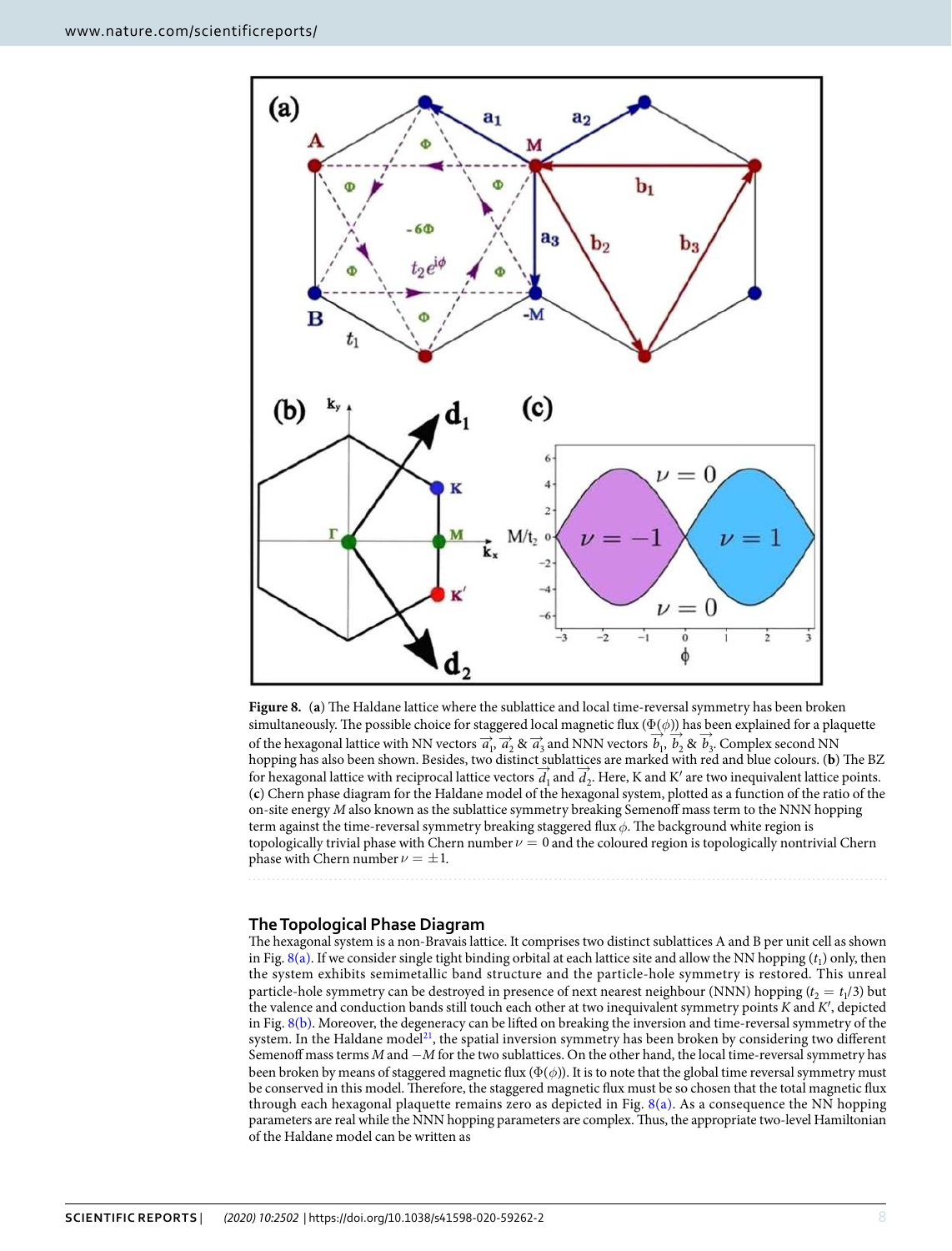**Figure 8.** (**a**) The Haldane lattice where the sublattice and local time-reversal symmetry has been broken simultaneously. The possible choice for staggered local magnetic flux ($\Phi(\phi)$) has been explained for a plaquette of the hexagonal lattice with NN vectors $\vec{a}_1$, $\vec{a}_2$ & $\vec{a}_3$ and NNN vectors $\vec{b}_1$, $\vec{b}_2$ & $\vec{b}_3$. Complex second NN hopping has also been shown. Besides, two distinct sublattices are marked with red and blue colours. (**b**) The BZ for hexagonal lattice with reciprocal lattice vectors $\vec{d}_1$ and $\vec{d}_2$. Here, K and K′ are two inequivalent lattice points. (**c**) Chern phase diagram for the Haldane model of the hexagonal system, plotted as a function of the ratio of the on-site energy $M$ also known as the sublattice symmetry breaking Semenoff mass term to the NNN hopping term against the time-reversal symmetry breaking staggered flux $\phi$. The background white region is topologically trivial phase with Chern number $\nu = 0$ and the coloured region is topologically nontrivial Chern phase with Chern number $\nu = \pm 1$.

## The Topological Phase Diagram

The hexagonal system is a non-Bravais lattice. It comprises two distinct sublattices A and B per unit cell as shown in Fig. 8(a). If we consider single tight binding orbital at each lattice site and allow the NN hopping ($t_1$) only, then the system exhibits semimetallic band structure and the particle-hole symmetry is restored. This unreal particle-hole symmetry can be destroyed in presence of next nearest neighbour (NNN) hopping ($t_2 = t_1/3$) but the valence and conduction bands still touch each other at two inequivalent symmetry points $K$ and $K'$, depicted in Fig. 8(b). Moreover, the degeneracy can be lifted on breaking the inversion and time-reversal symmetry of the system. In the Haldane model[21], the spatial inversion symmetry has been broken by considering two different Semenoff mass terms $M$ and $-M$ for the two sublattices. On the other hand, the local time-reversal symmetry has been broken by means of staggered magnetic flux ($\Phi(\phi)$). It is to note that the global time reversal symmetry must be conserved in this model. Therefore, the staggered magnetic flux must be so chosen that the total magnetic flux through each hexagonal plaquette remains zero as depicted in Fig. 8(a). As a consequence the NN hopping parameters are real while the NNN hopping parameters are complex. Thus, the appropriate two-level Hamiltonian of the Haldane model can be written as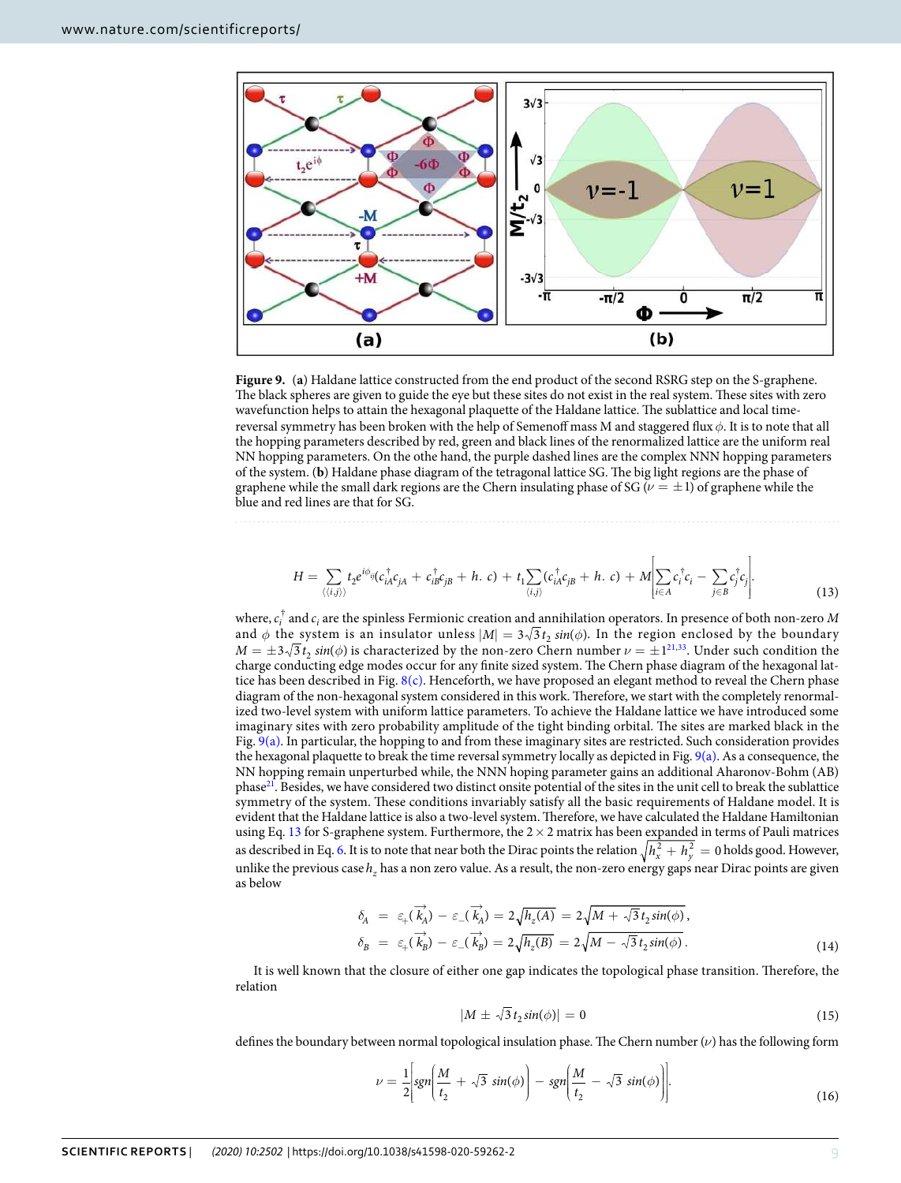**Figure 9.** (**a**) Haldane lattice constructed from the end product of the second RSRG step on the S-graphene. The black spheres are given to guide the eye but these sites do not exist in the real system. These sites with zero wavefunction helps to attain the hexagonal plaquette of the Haldane lattice. The sublattice and local time-reversal symmetry has been broken with the help of Semenoff mass M and staggered flux $\phi$. It is to note that all the hopping parameters described by red, green and black lines of the renormalized lattice are the uniform real NN hopping parameters. On the othe hand, the purple dashed lines are the complex NNN hopping parameters of the system. (**b**) Haldane phase diagram of the tetragonal lattice SG. The big light regions are the phase of graphene while the small dark regions are the Chern insulating phase of SG ($\nu = \pm 1$) of graphene while the blue and red lines are that for SG.

$$H = \sum_{\langle\langle i,j \rangle\rangle} t_2 e^{i\phi_{ij}} (c_{iA}^\dagger c_{jA} + c_{iB}^\dagger c_{jB} + h.\ c) + t_1 \sum_{\langle i,j \rangle} (c_{iA}^\dagger c_{jB} + h.\ c) + M \left[ \sum_{i \in A} c_i^\dagger c_i - \sum_{j \in B} c_j^\dagger c_j \right]. \tag{13}$$

where, $c_i^\dagger$ and $c_i$ are the spinless Fermionic creation and annihilation operators. In presence of both non-zero $M$ and $\phi$ the system is an insulator unless $|M| = 3\sqrt{3} t_2\ sin(\phi)$. In the region enclosed by the boundary $M = \pm 3\sqrt{3} t_2\ sin(\phi)$ is characterized by the non-zero Chern number $\nu = \pm 1$[21,33]. Under such condition the charge conducting edge modes occur for any finite sized system. The Chern phase diagram of the hexagonal lattice has been described in Fig. 8(c). Henceforth, we have proposed an elegant method to reveal the Chern phase diagram of the non-hexagonal system considered in this work. Therefore, we start with the completely renormalized two-level system with uniform lattice parameters. To achieve the Haldane lattice we have introduced some imaginary sites with zero probability amplitude of the tight binding orbital. The sites are marked black in the Fig. 9(a). In particular, the hopping to and from these imaginary sites are restricted. Such consideration provides the hexagonal plaquette to break the time reversal symmetry locally as depicted in Fig. 9(a). As a consequence, the NN hopping remain unperturbed while, the NNN hoping parameter gains an additional Aharonov-Bohm (AB) phase[21]. Besides, we have considered two distinct onsite potential of the sites in the unit cell to break the sublattice symmetry of the system. These conditions invariably satisfy all the basic requirements of Haldane model. It is evident that the Haldane lattice is also a two-level system. Therefore, we have calculated the Haldane Hamiltonian using Eq. 13 for S-graphene system. Furthermore, the $2 \times 2$ matrix has been expanded in terms of Pauli matrices as described in Eq. 6. It is to note that near both the Dirac points the relation $\sqrt{h_x^2 + h_y^2} = 0$ holds good. However, unlike the previous case $h_z$ has a non zero value. As a result, the non-zero energy gaps near Dirac points are given as below

$$\begin{aligned} \delta_A &= \varepsilon_+(\vec{k_A}) - \varepsilon_-(\vec{k_A}) = 2\sqrt{h_z(A)} = 2\sqrt{M + \sqrt{3} t_2\, sin(\phi)}, \\ \delta_B &= \varepsilon_+(\vec{k_B}) - \varepsilon_-(\vec{k_B}) = 2\sqrt{h_z(B)} = 2\sqrt{M - \sqrt{3} t_2\, sin(\phi)}. \end{aligned} \tag{14}$$

It is well known that the closure of either one gap indicates the topological phase transition. Therefore, the relation

$$|M \pm \sqrt{3} t_2\, sin(\phi)| = 0 \tag{15}$$

defines the boundary between normal topological insulation phase. The Chern number ($\nu$) has the following form

$$\nu = \frac{1}{2}\left[ sgn\left( \frac{M}{t_2} + \sqrt{3}\ sin(\phi) \right) - sgn\left( \frac{M}{t_2} - \sqrt{3}\ sin(\phi) \right) \right]. \tag{16}$$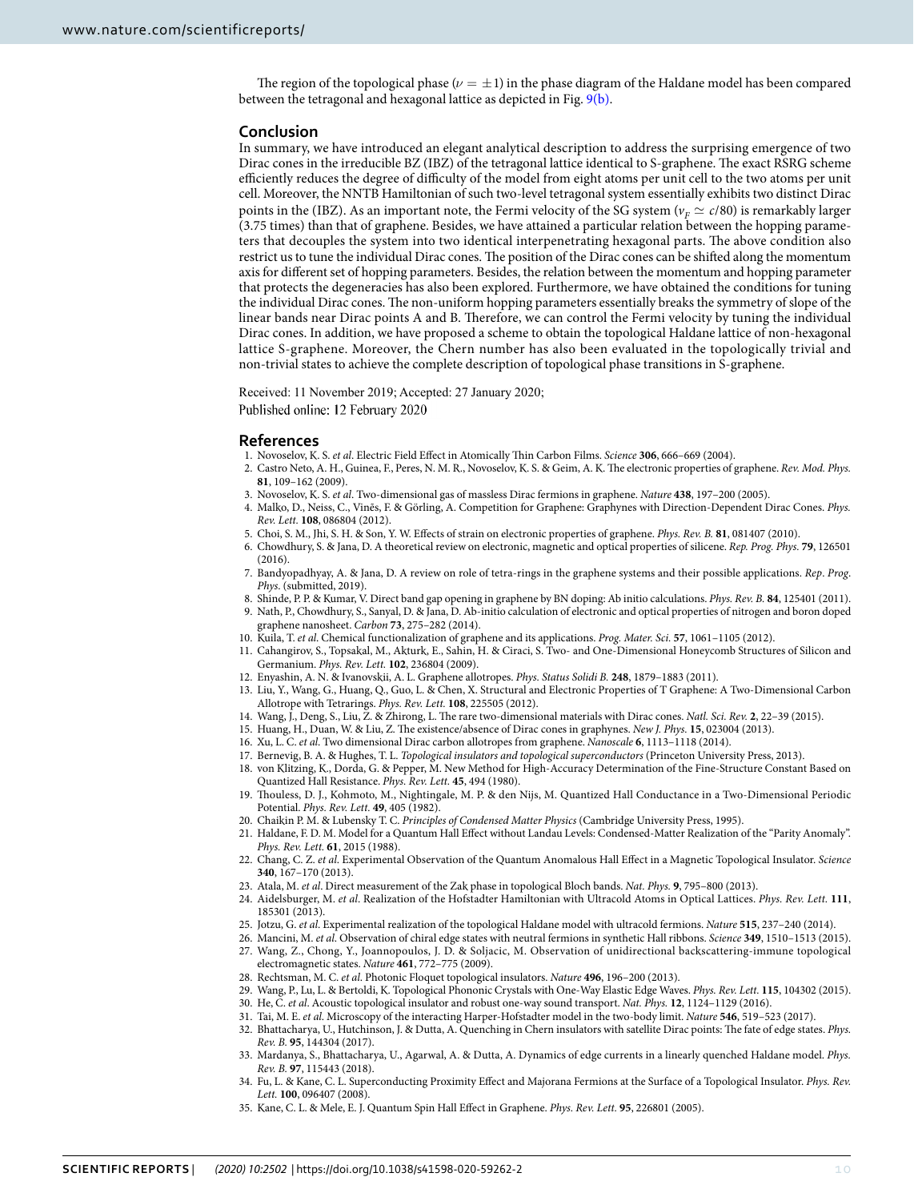The region of the topological phase ($\nu = \pm 1$) in the phase diagram of the Haldane model has been compared between the tetragonal and hexagonal lattice as depicted in Fig. 9(b).

## Conclusion

In summary, we have introduced an elegant analytical description to address the surprising emergence of two Dirac cones in the irreducible BZ (IBZ) of the tetragonal lattice identical to S-graphene. The exact RSRG scheme efficiently reduces the degree of difficulty of the model from eight atoms per unit cell to the two atoms per unit cell. Moreover, the NNTB Hamiltonian of such two-level tetragonal system essentially exhibits two distinct Dirac points in the (IBZ). As an important note, the Fermi velocity of the SG system ($v_F \simeq c/80$) is remarkably larger (3.75 times) than that of graphene. Besides, we have attained a particular relation between the hopping parameters that decouples the system into two identical interpenetrating hexagonal parts. The above condition also restrict us to tune the individual Dirac cones. The position of the Dirac cones can be shifted along the momentum axis for different set of hopping parameters. Besides, the relation between the momentum and hopping parameter that protects the degeneracies has also been explored. Furthermore, we have obtained the conditions for tuning the individual Dirac cones. The non-uniform hopping parameters essentially breaks the symmetry of slope of the linear bands near Dirac points A and B. Therefore, we can control the Fermi velocity by tuning the individual Dirac cones. In addition, we have proposed a scheme to obtain the topological Haldane lattice of non-hexagonal lattice S-graphene. Moreover, the Chern number has also been evaluated in the topologically trivial and non-trivial states to achieve the complete description of topological phase transitions in S-graphene.

Received: 11 November 2019; Accepted: 27 January 2020;
Published online: 12 February 2020

## References

1. Novoselov, K. S. *et al*. Electric Field Effect in Atomically Thin Carbon Films. *Science* **306**, 666–669 (2004).
2. Castro Neto, A. H., Guinea, F., Peres, N. M. R., Novoselov, K. S. & Geim, A. K. The electronic properties of graphene. *Rev. Mod. Phys.* **81**, 109–162 (2009).
3. Novoselov, K. S. *et al*. Two-dimensional gas of massless Dirac fermions in graphene. *Nature* **438**, 197–200 (2005).
4. Malko, D., Neiss, C., Viñes, F. & Görling, A. Competition for Graphene: Graphynes with Direction-Dependent Dirac Cones. *Phys. Rev. Lett.* **108**, 086804 (2012).
5. Choi, S. M., Jhi, S. H. & Son, Y. W. Effects of strain on electronic properties of graphene. *Phys. Rev. B.* **81**, 081407 (2010).
6. Chowdhury, S. & Jana, D. A theoretical review on electronic, magnetic and optical properties of silicene. *Rep. Prog. Phys.* **79**, 126501 (2016).
7. Bandyopadhyay, A. & Jana, D. A review on role of tetra-rings in the graphene systems and their possible applications. *Rep*. *Prog*. *Phys*. (submitted, 2019).
8. Shinde, P. P. & Kumar, V. Direct band gap opening in graphene by BN doping: Ab initio calculations. *Phys. Rev. B.* **84**, 125401 (2011).
9. Nath, P., Chowdhury, S., Sanyal, D. & Jana, D. Ab-initio calculation of electronic and optical properties of nitrogen and boron doped graphene nanosheet. *Carbon* **73**, 275–282 (2014).
10. Kuila, T. *et al*. Chemical functionalization of graphene and its applications. *Prog. Mater. Sci.* **57**, 1061–1105 (2012).
11. Cahangirov, S., Topsakal, M., Akturk, E., Sahin, H. & Ciraci, S. Two- and One-Dimensional Honeycomb Structures of Silicon and Germanium. *Phys. Rev. Lett.* **102**, 236804 (2009).
12. Enyashin, A. N. & Ivanovskii, A. L. Graphene allotropes. *Phys. Status Solidi B.* **248**, 1879–1883 (2011).
13. Liu, Y., Wang, G., Huang, Q., Guo, L. & Chen, X. Structural and Electronic Properties of T Graphene: A Two-Dimensional Carbon Allotrope with Tetrarings. *Phys. Rev. Lett.* **108**, 225505 (2012).
14. Wang, J., Deng, S., Liu, Z. & Zhirong, L. The rare two-dimensional materials with Dirac cones. *Natl. Sci. Rev.* **2**, 22–39 (2015).
15. Huang, H., Duan, W. & Liu, Z. The existence/absence of Dirac cones in graphynes. *New J. Phys.* **15**, 023004 (2013).
16. Xu, L. C. *et al*. Two dimensional Dirac carbon allotropes from graphene. *Nanoscale* **6**, 1113–1118 (2014).
17. Bernevig, B. A. & Hughes, T. L. *Topological insulators and topological superconductors* (Princeton University Press, 2013).
18. von Klitzing, K., Dorda, G. & Pepper, M. New Method for High-Accuracy Determination of the Fine-Structure Constant Based on Quantized Hall Resistance. *Phys. Rev. Lett.* **45**, 494 (1980).
19. Thouless, D. J., Kohmoto, M., Nightingale, M. P. & den Nijs, M. Quantized Hall Conductance in a Two-Dimensional Periodic Potential. *Phys. Rev. Lett.* **49**, 405 (1982).
20. Chaikin P. M. & Lubensky T. C. *Principles of Condensed Matter Physics* (Cambridge University Press, 1995).
21. Haldane, F. D. M. Model for a Quantum Hall Effect without Landau Levels: Condensed-Matter Realization of the "Parity Anomaly". *Phys. Rev. Lett.* **61**, 2015 (1988).
22. Chang, C. Z. *et al*. Experimental Observation of the Quantum Anomalous Hall Effect in a Magnetic Topological Insulator. *Science* **340**, 167–170 (2013).
23. Atala, M. *et al*. Direct measurement of the Zak phase in topological Bloch bands. *Nat. Phys.* **9**, 795–800 (2013).
24. Aidelsburger, M. *et al*. Realization of the Hofstadter Hamiltonian with Ultracold Atoms in Optical Lattices. *Phys. Rev. Lett.* **111**, 185301 (2013).
25. Jotzu, G. *et al*. Experimental realization of the topological Haldane model with ultracold fermions. *Nature* **515**, 237–240 (2014).
26. Mancini, M. *et al*. Observation of chiral edge states with neutral fermions in synthetic Hall ribbons. *Science* **349**, 1510–1513 (2015).
27. Wang, Z., Chong, Y., Joannopoulos, J. D. & Soljacic, M. Observation of unidirectional backscattering-immune topological electromagnetic states. *Nature* **461**, 772–775 (2009).
28. Rechtsman, M. C. *et al*. Photonic Floquet topological insulators. *Nature* **496**, 196–200 (2013).
29. Wang, P., Lu, L. & Bertoldi, K. Topological Phononic Crystals with One-Way Elastic Edge Waves. *Phys. Rev. Lett.* **115**, 104302 (2015).
30. He, C. *et al*. Acoustic topological insulator and robust one-way sound transport. *Nat. Phys.* **12**, 1124–1129 (2016).
31. Tai, M. E. *et al*. Microscopy of the interacting Harper-Hofstadter model in the two-body limit. *Nature* **546**, 519–523 (2017).
32. Bhattacharya, U., Hutchinson, J. & Dutta, A. Quenching in Chern insulators with satellite Dirac points: The fate of edge states. *Phys. Rev. B.* **95**, 144304 (2017).
33. Mardanya, S., Bhattacharya, U., Agarwal, A. & Dutta, A. Dynamics of edge currents in a linearly quenched Haldane model. *Phys. Rev. B.* **97**, 115443 (2018).
34. Fu, L. & Kane, C. L. Superconducting Proximity Effect and Majorana Fermions at the Surface of a Topological Insulator. *Phys. Rev. Lett.* **100**, 096407 (2008).
35. Kane, C. L. & Mele, E. J. Quantum Spin Hall Effect in Graphene. *Phys. Rev. Lett.* **95**, 226801 (2005).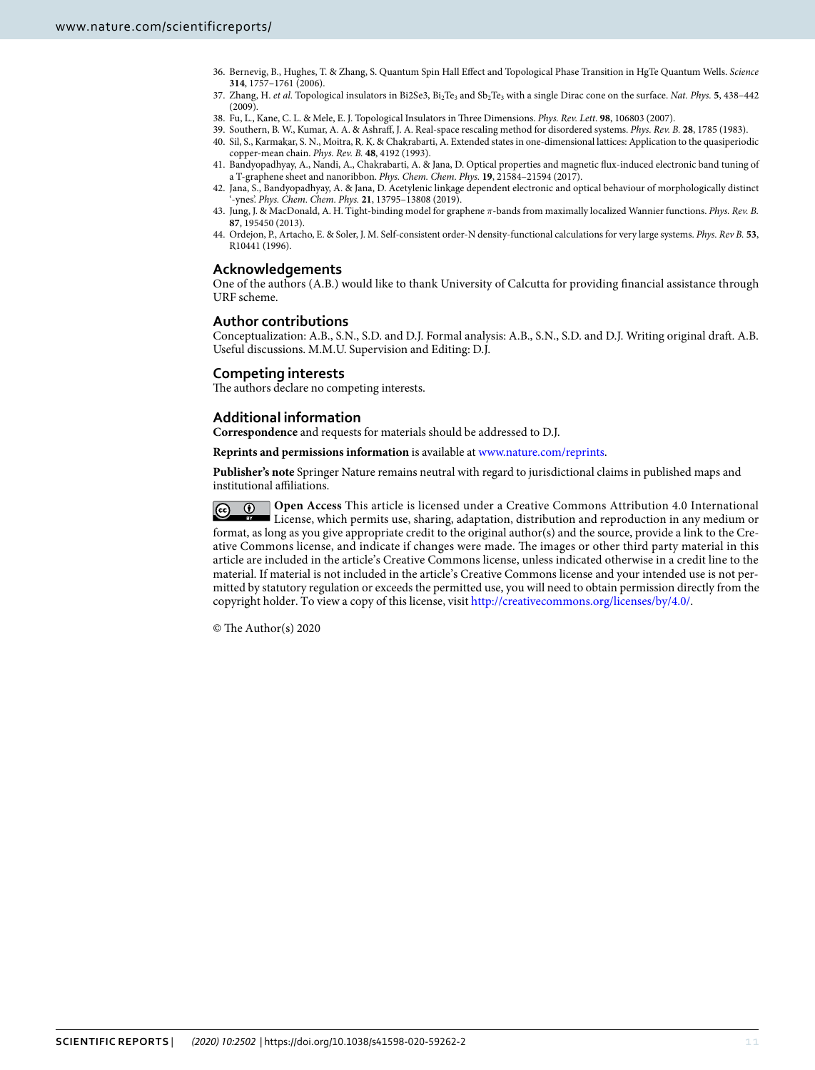36. Bernevig, B., Hughes, T. & Zhang, S. Quantum Spin Hall Effect and Topological Phase Transition in HgTe Quantum Wells. *Science* **314**, 1757–1761 (2006).
37. Zhang, H. *et al.* Topological insulators in Bi2Se3, $Bi_2Te_3$ and $Sb_2Te_3$ with a single Dirac cone on the surface. *Nat. Phys.* **5**, 438–442 (2009).
38. Fu, L., Kane, C. L. & Mele, E. J. Topological Insulators in Three Dimensions. *Phys. Rev. Lett.* **98**, 106803 (2007).
39. Southern, B. W., Kumar, A. A. & Ashraff, J. A. Real-space rescaling method for disordered systems. *Phys. Rev. B.* **28**, 1785 (1983).
40. Sil, S., Karmakar, S. N., Moitra, R. K. & Chakrabarti, A. Extended states in one-dimensional lattices: Application to the quasiperiodic copper-mean chain. *Phys. Rev. B.* **48**, 4192 (1993).
41. Bandyopadhyay, A., Nandi, A., Chakrabarti, A. & Jana, D. Optical properties and magnetic flux-induced electronic band tuning of a T-graphene sheet and nanoribbon. *Phys. Chem. Chem. Phys.* **19**, 21584–21594 (2017).
42. Jana, S., Bandyopadhyay, A. & Jana, D. Acetylenic linkage dependent electronic and optical behaviour of morphologically distinct '-ynes'. *Phys. Chem. Chem. Phys.* **21**, 13795–13808 (2019).
43. Jung, J. & MacDonald, A. H. Tight-binding model for graphene $\pi$-bands from maximally localized Wannier functions. *Phys. Rev. B.* **87**, 195450 (2013).
44. Ordejon, P., Artacho, E. & Soler, J. M. Self-consistent order-N density-functional calculations for very large systems. *Phys. Rev B.* **53**, R10441 (1996).

## Acknowledgements

One of the authors (A.B.) would like to thank University of Calcutta for providing financial assistance through URF scheme.

## Author contributions

Conceptualization: A.B., S.N., S.D. and D.J. Formal analysis: A.B., S.N., S.D. and D.J. Writing original draft. A.B. Useful discussions. M.M.U. Supervision and Editing: D.J.

## Competing interests

The authors declare no competing interests.

## Additional information

**Correspondence** and requests for materials should be addressed to D.J.

**Reprints and permissions information** is available at www.nature.com/reprints.

**Publisher's note** Springer Nature remains neutral with regard to jurisdictional claims in published maps and institutional affiliations.

**Open Access** This article is licensed under a Creative Commons Attribution 4.0 International License, which permits use, sharing, adaptation, distribution and reproduction in any medium or format, as long as you give appropriate credit to the original author(s) and the source, provide a link to the Creative Commons license, and indicate if changes were made. The images or other third party material in this article are included in the article's Creative Commons license, unless indicated otherwise in a credit line to the material. If material is not included in the article's Creative Commons license and your intended use is not permitted by statutory regulation or exceeds the permitted use, you will need to obtain permission directly from the copyright holder. To view a copy of this license, visit http://creativecommons.org/licenses/by/4.0/.

© The Author(s) 2020